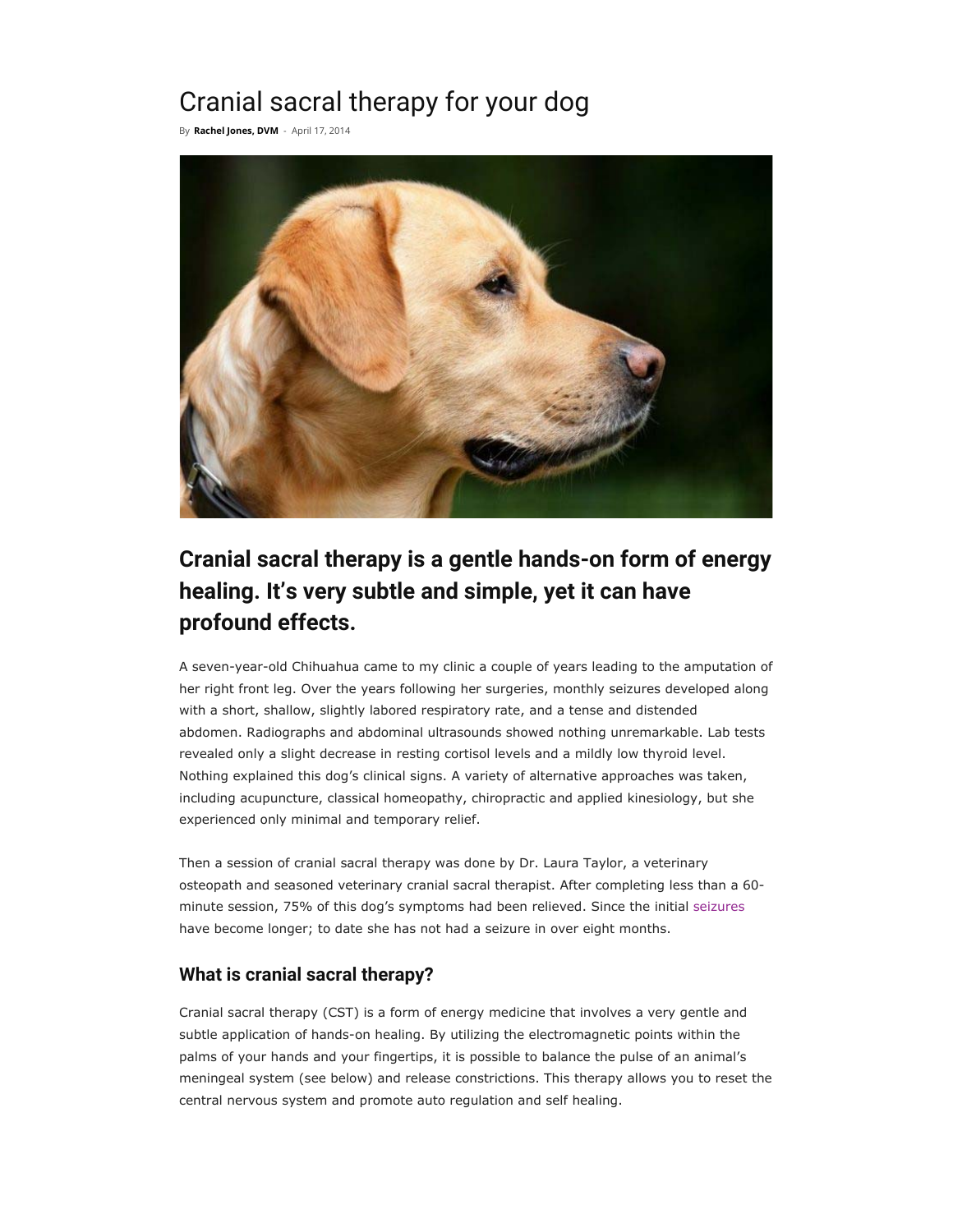# Cranial sacral therapy for your dog

By **Rachel Jones, DVM** - April 17, 2014

## Cranial sacral therapy is a gentle hands-on form of energy healing. It's very subtle and simple, yet it can have profound effects.

A seven-year-old Chihuahua came to my clinic a couple of years leading to the amputation of her right front leg. Over the years following her surgeries, monthly seizures developed along with a short, shallow, slightly labored respiratory rate, and a tense and distended abdomen. Radiographs and abdominal ultrasounds showed nothing unremarkable. Lab tests revealed only a slight decrease in resting cortisol levels and a mildly low thyroid level. Nothing explained this dog's clinical signs. A variety of alternative approaches was taken, including acupuncture, classical homeopathy, chiropractic and applied kinesiology, but she experienced only minimal and temporary relief.

Then a session of cranial sacral therapy was done by Dr. Laura Taylor, a veterinary osteopath and seasoned veterinary cranial sacral therapist. After completing less than a 60-minute session, 75% of this dog's symptoms had been relieved. Since the initial seizures have become longer; to date she has not had a seizure in over eight months.

### What is cranial sacral therapy?

Cranial sacral therapy (CST) is a form of energy medicine that involves a very gentle and subtle application of hands-on healing. By utilizing the electromagnetic points within the palms of your hands and your fingertips, it is possible to balance the pulse of an animal's meningeal system (see below) and release constrictions. This therapy allows you to reset the central nervous system and promote auto regulation and self healing.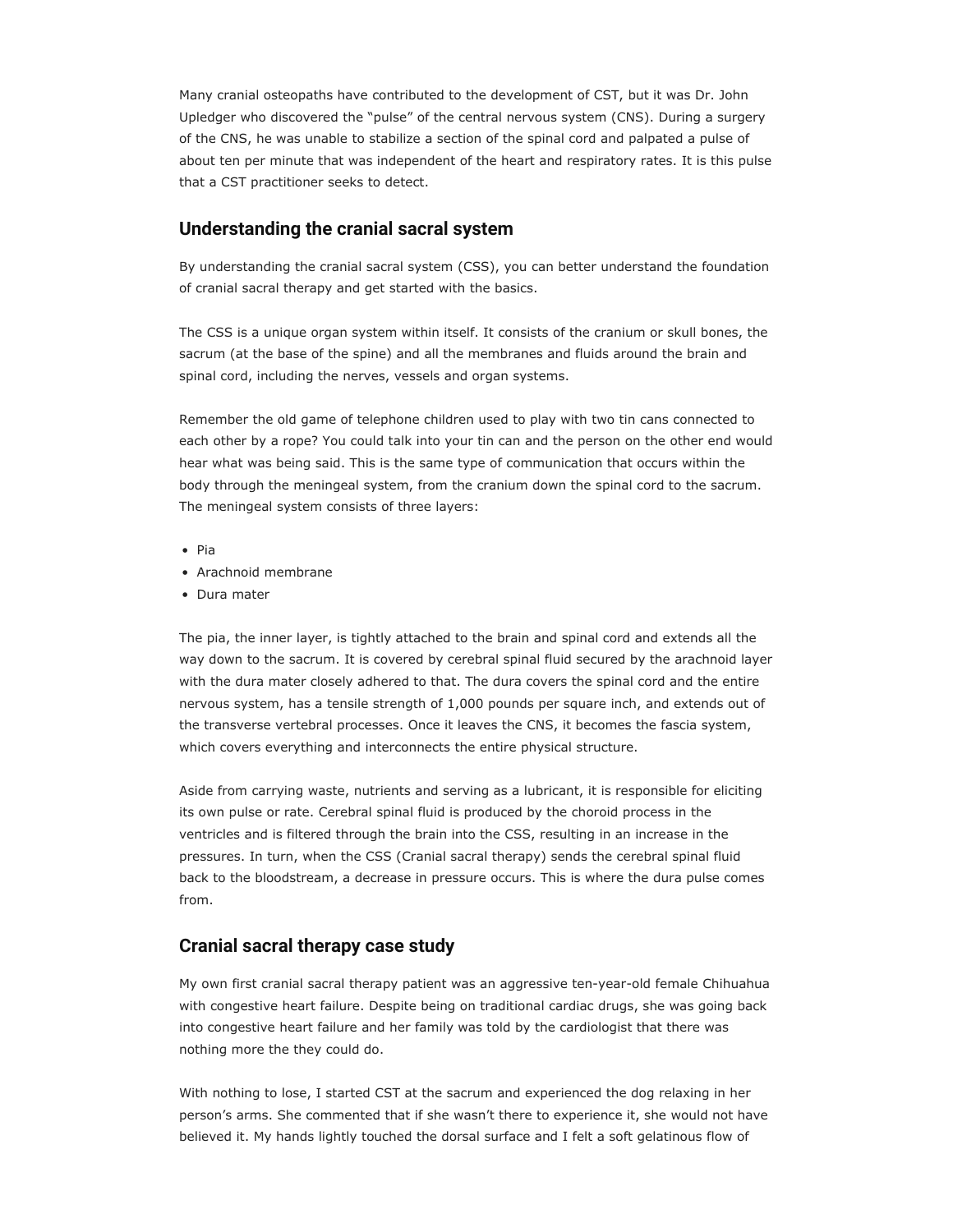Many cranial osteopaths have contributed to the development of CST, but it was Dr. John Upledger who discovered the "pulse" of the central nervous system (CNS). During a surgery of the CNS, he was unable to stabilize a section of the spinal cord and palpated a pulse of about ten per minute that was independent of the heart and respiratory rates. It is this pulse that a CST practitioner seeks to detect.

## Understanding the cranial sacral system

By understanding the cranial sacral system (CSS), you can better understand the foundation of cranial sacral therapy and get started with the basics.

The CSS is a unique organ system within itself. It consists of the cranium or skull bones, the sacrum (at the base of the spine) and all the membranes and fluids around the brain and spinal cord, including the nerves, vessels and organ systems.

Remember the old game of telephone children used to play with two tin cans connected to each other by a rope? You could talk into your tin can and the person on the other end would hear what was being said. This is the same type of communication that occurs within the body through the meningeal system, from the cranium down the spinal cord to the sacrum. The meningeal system consists of three layers:

- Pia
- Arachnoid membrane
- Dura mater

The pia, the inner layer, is tightly attached to the brain and spinal cord and extends all the way down to the sacrum. It is covered by cerebral spinal fluid secured by the arachnoid layer with the dura mater closely adhered to that. The dura covers the spinal cord and the entire nervous system, has a tensile strength of 1,000 pounds per square inch, and extends out of the transverse vertebral processes. Once it leaves the CNS, it becomes the fascia system, which covers everything and interconnects the entire physical structure.

Aside from carrying waste, nutrients and serving as a lubricant, it is responsible for eliciting its own pulse or rate. Cerebral spinal fluid is produced by the choroid process in the ventricles and is filtered through the brain into the CSS, resulting in an increase in the pressures. In turn, when the CSS (Cranial sacral therapy) sends the cerebral spinal fluid back to the bloodstream, a decrease in pressure occurs. This is where the dura pulse comes from.

## Cranial sacral therapy case study

My own first cranial sacral therapy patient was an aggressive ten-year-old female Chihuahua with congestive heart failure. Despite being on traditional cardiac drugs, she was going back into congestive heart failure and her family was told by the cardiologist that there was nothing more the they could do.

With nothing to lose, I started CST at the sacrum and experienced the dog relaxing in her person's arms. She commented that if she wasn't there to experience it, she would not have believed it. My hands lightly touched the dorsal surface and I felt a soft gelatinous flow of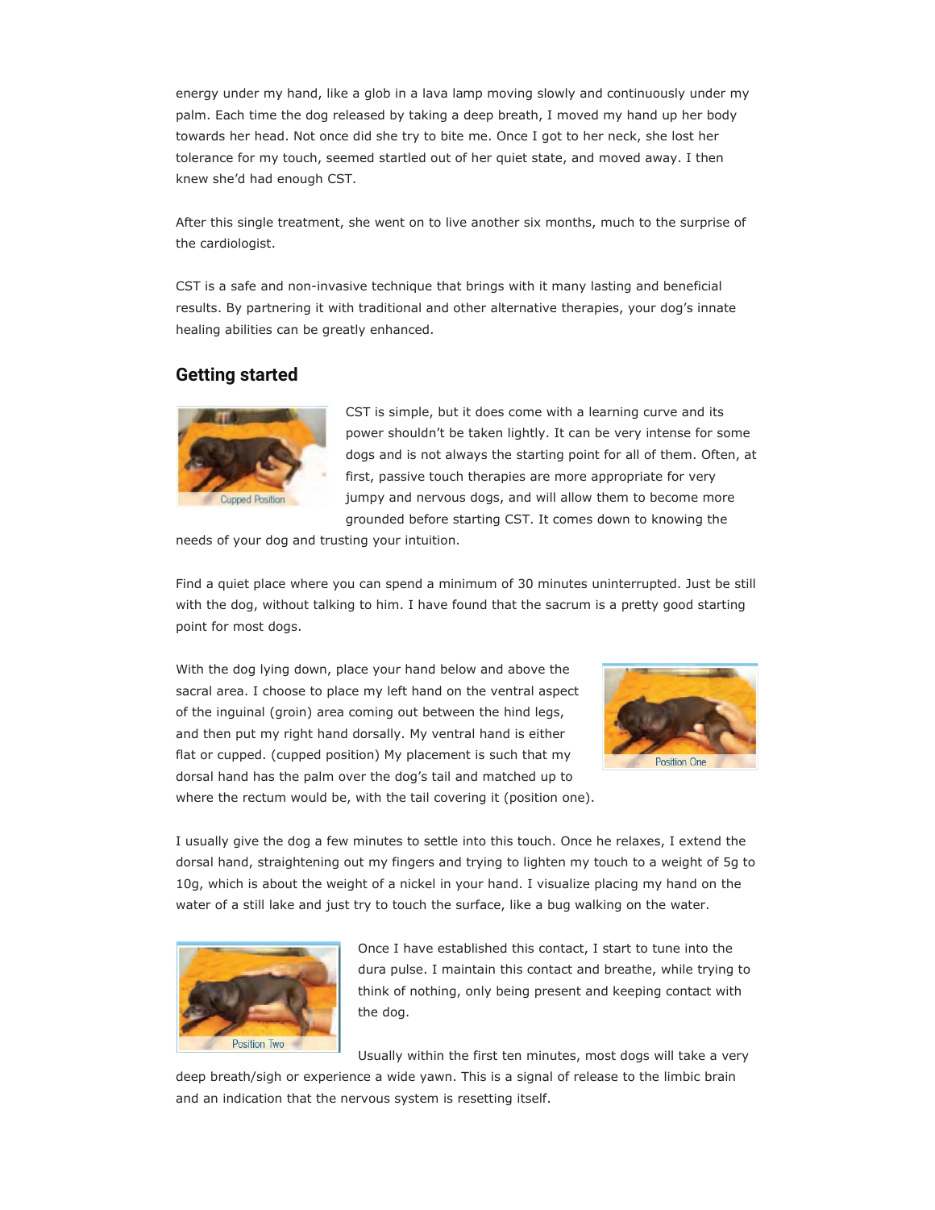energy under my hand, like a glob in a lava lamp moving slowly and continuously under my palm. Each time the dog released by taking a deep breath, I moved my hand up her body towards her head. Not once did she try to bite me. Once I got to her neck, she lost her tolerance for my touch, seemed startled out of her quiet state, and moved away. I then knew she'd had enough CST.

After this single treatment, she went on to live another six months, much to the surprise of the cardiologist.

CST is a safe and non-invasive technique that brings with it many lasting and beneficial results. By partnering it with traditional and other alternative therapies, your dog's innate healing abilities can be greatly enhanced.

## Getting started

Cupped Position

CST is simple, but it does come with a learning curve and its power shouldn't be taken lightly. It can be very intense for some dogs and is not always the starting point for all of them. Often, at first, passive touch therapies are more appropriate for very jumpy and nervous dogs, and will allow them to become more grounded before starting CST. It comes down to knowing the needs of your dog and trusting your intuition.

Find a quiet place where you can spend a minimum of 30 minutes uninterrupted. Just be still with the dog, without talking to him. I have found that the sacrum is a pretty good starting point for most dogs.

Position One

With the dog lying down, place your hand below and above the sacral area. I choose to place my left hand on the ventral aspect of the inguinal (groin) area coming out between the hind legs, and then put my right hand dorsally. My ventral hand is either flat or cupped. (cupped position) My placement is such that my dorsal hand has the palm over the dog's tail and matched up to where the rectum would be, with the tail covering it (position one).

I usually give the dog a few minutes to settle into this touch. Once he relaxes, I extend the dorsal hand, straightening out my fingers and trying to lighten my touch to a weight of 5g to 10g, which is about the weight of a nickel in your hand. I visualize placing my hand on the water of a still lake and just try to touch the surface, like a bug walking on the water.

Position Two

Once I have established this contact, I start to tune into the dura pulse. I maintain this contact and breathe, while trying to think of nothing, only being present and keeping contact with the dog.

Usually within the first ten minutes, most dogs will take a very deep breath/sigh or experience a wide yawn. This is a signal of release to the limbic brain and an indication that the nervous system is resetting itself.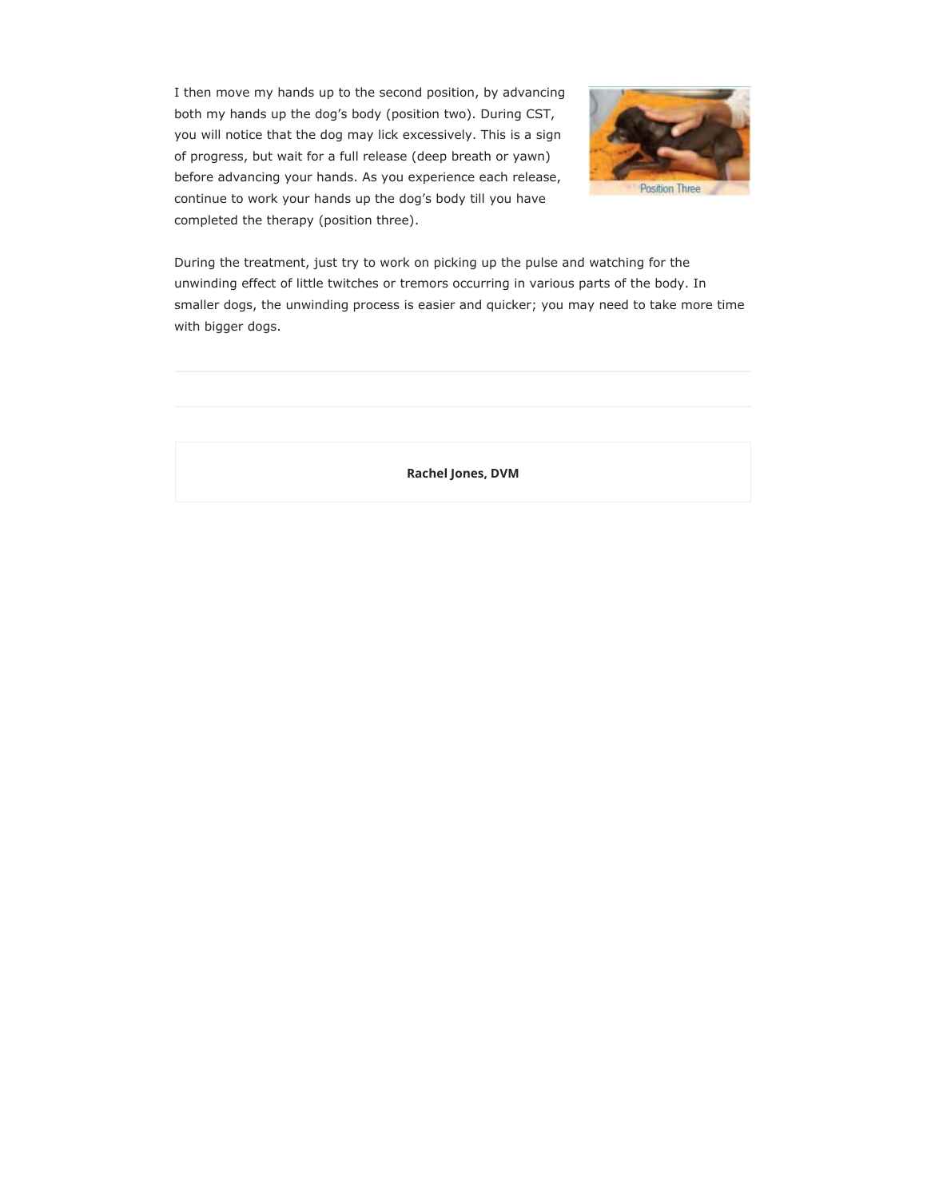I then move my hands up to the second position, by advancing both my hands up the dog's body (position two). During CST, you will notice that the dog may lick excessively. This is a sign of progress, but wait for a full release (deep breath or yawn) before advancing your hands. As you experience each release, continue to work your hands up the dog's body till you have completed the therapy (position three).

Position Three

During the treatment, just try to work on picking up the pulse and watching for the unwinding effect of little twitches or tremors occurring in various parts of the body. In smaller dogs, the unwinding process is easier and quicker; you may need to take more time with bigger dogs.

---

---

**Rachel Jones, DVM**